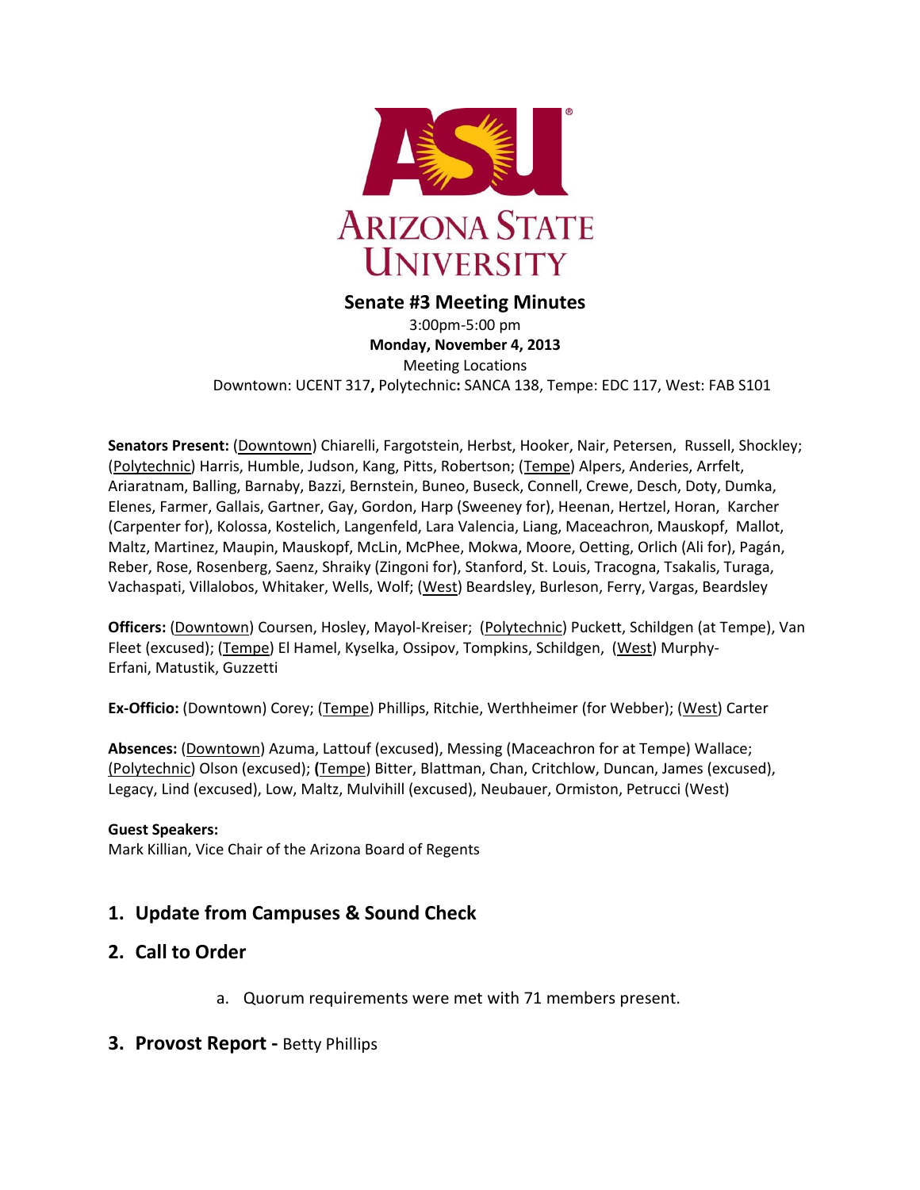# Senate #3 Meeting Minutes

3:00pm-5:00 pm
**Monday, November 4, 2013**
Meeting Locations
Downtown: UCENT 317**,** Polytechnic**:** SANCA 138, Tempe: EDC 117, West: FAB S101

**Senators Present:** (Downtown) Chiarelli, Fargotstein, Herbst, Hooker, Nair, Petersen, Russell, Shockley; (Polytechnic) Harris, Humble, Judson, Kang, Pitts, Robertson; (Tempe) Alpers, Anderies, Arrfelt, Ariaratnam, Balling, Barnaby, Bazzi, Bernstein, Buneo, Buseck, Connell, Crewe, Desch, Doty, Dumka, Elenes, Farmer, Gallais, Gartner, Gay, Gordon, Harp (Sweeney for), Heenan, Hertzel, Horan, Karcher (Carpenter for), Kolossa, Kostelich, Langenfeld, Lara Valencia, Liang, Maceachron, Mauskopf, Mallot, Maltz, Martinez, Maupin, Mauskopf, McLin, McPhee, Mokwa, Moore, Oetting, Orlich (Ali for), Pagán, Reber, Rose, Rosenberg, Saenz, Shraiky (Zingoni for), Stanford, St. Louis, Tracogna, Tsakalis, Turaga, Vachaspati, Villalobos, Whitaker, Wells, Wolf; (West) Beardsley, Burleson, Ferry, Vargas, Beardsley

**Officers:** (Downtown) Coursen, Hosley, Mayol-Kreiser; (Polytechnic) Puckett, Schildgen (at Tempe), Van Fleet (excused); (Tempe) El Hamel, Kyselka, Ossipov, Tompkins, Schildgen, (West) Murphy-Erfani, Matustik, Guzzetti

**Ex-Officio:** (Downtown) Corey; (Tempe) Phillips, Ritchie, Werthheimer (for Webber); (West) Carter

**Absences:** (Downtown) Azuma, Lattouf (excused), Messing (Maceachron for at Tempe) Wallace; (Polytechnic) Olson (excused); **(**Tempe) Bitter, Blattman, Chan, Critchlow, Duncan, James (excused), Legacy, Lind (excused), Low, Maltz, Mulvihill (excused), Neubauer, Ormiston, Petrucci (West)

**Guest Speakers:**
Mark Killian, Vice Chair of the Arizona Board of Regents

## 1. Update from Campuses & Sound Check

## 2. Call to Order

a. Quorum requirements were met with 71 members present.

## 3. Provost Report - Betty Phillips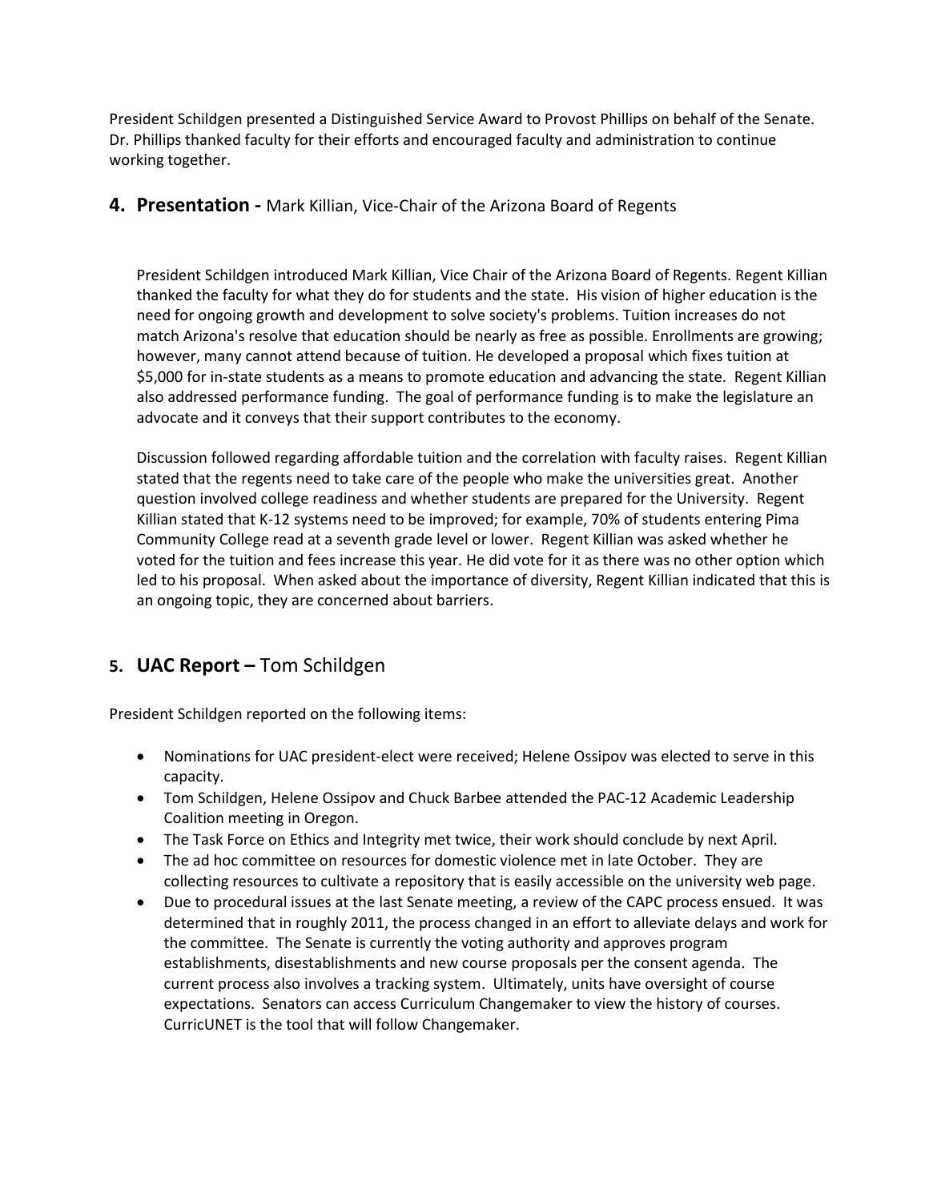President Schildgen presented a Distinguished Service Award to Provost Phillips on behalf of the Senate. Dr. Phillips thanked faculty for their efforts and encouraged faculty and administration to continue working together.

## 4. Presentation - Mark Killian, Vice-Chair of the Arizona Board of Regents

President Schildgen introduced Mark Killian, Vice Chair of the Arizona Board of Regents. Regent Killian thanked the faculty for what they do for students and the state. His vision of higher education is the need for ongoing growth and development to solve society's problems. Tuition increases do not match Arizona's resolve that education should be nearly as free as possible. Enrollments are growing; however, many cannot attend because of tuition. He developed a proposal which fixes tuition at $5,000 for in-state students as a means to promote education and advancing the state. Regent Killian also addressed performance funding. The goal of performance funding is to make the legislature an advocate and it conveys that their support contributes to the economy.

Discussion followed regarding affordable tuition and the correlation with faculty raises. Regent Killian stated that the regents need to take care of the people who make the universities great. Another question involved college readiness and whether students are prepared for the University. Regent Killian stated that K-12 systems need to be improved; for example, 70% of students entering Pima Community College read at a seventh grade level or lower. Regent Killian was asked whether he voted for the tuition and fees increase this year. He did vote for it as there was no other option which led to his proposal. When asked about the importance of diversity, Regent Killian indicated that this is an ongoing topic, they are concerned about barriers.

## 5. UAC Report – Tom Schildgen

President Schildgen reported on the following items:

- Nominations for UAC president-elect were received; Helene Ossipov was elected to serve in this capacity.
- Tom Schildgen, Helene Ossipov and Chuck Barbee attended the PAC-12 Academic Leadership Coalition meeting in Oregon.
- The Task Force on Ethics and Integrity met twice, their work should conclude by next April.
- The ad hoc committee on resources for domestic violence met in late October. They are collecting resources to cultivate a repository that is easily accessible on the university web page.
- Due to procedural issues at the last Senate meeting, a review of the CAPC process ensued. It was determined that in roughly 2011, the process changed in an effort to alleviate delays and work for the committee. The Senate is currently the voting authority and approves program establishments, disestablishments and new course proposals per the consent agenda. The current process also involves a tracking system. Ultimately, units have oversight of course expectations. Senators can access Curriculum Changemaker to view the history of courses. CurricUNET is the tool that will follow Changemaker.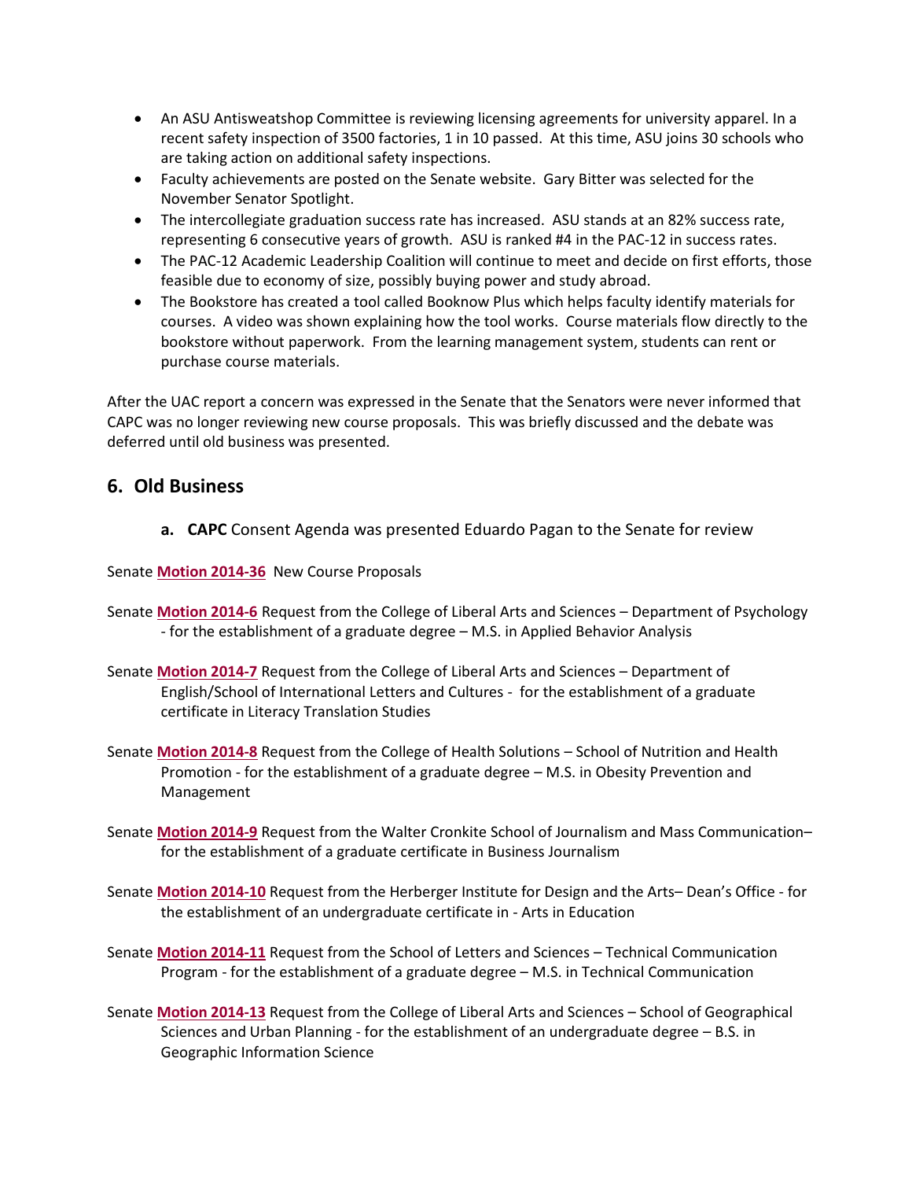- An ASU Antisweatshop Committee is reviewing licensing agreements for university apparel. In a recent safety inspection of 3500 factories, 1 in 10 passed. At this time, ASU joins 30 schools who are taking action on additional safety inspections.
- Faculty achievements are posted on the Senate website. Gary Bitter was selected for the November Senator Spotlight.
- The intercollegiate graduation success rate has increased. ASU stands at an 82% success rate, representing 6 consecutive years of growth. ASU is ranked #4 in the PAC-12 in success rates.
- The PAC-12 Academic Leadership Coalition will continue to meet and decide on first efforts, those feasible due to economy of size, possibly buying power and study abroad.
- The Bookstore has created a tool called Booknow Plus which helps faculty identify materials for courses. A video was shown explaining how the tool works. Course materials flow directly to the bookstore without paperwork. From the learning management system, students can rent or purchase course materials.

After the UAC report a concern was expressed in the Senate that the Senators were never informed that CAPC was no longer reviewing new course proposals. This was briefly discussed and the debate was deferred until old business was presented.

## 6. Old Business

**a. CAPC** Consent Agenda was presented Eduardo Pagan to the Senate for review

Senate **Motion 2014-36** New Course Proposals

Senate **Motion 2014-6** Request from the College of Liberal Arts and Sciences – Department of Psychology - for the establishment of a graduate degree – M.S. in Applied Behavior Analysis

Senate **Motion 2014-7** Request from the College of Liberal Arts and Sciences – Department of English/School of International Letters and Cultures - for the establishment of a graduate certificate in Literacy Translation Studies

Senate **Motion 2014-8** Request from the College of Health Solutions – School of Nutrition and Health Promotion - for the establishment of a graduate degree – M.S. in Obesity Prevention and Management

Senate **Motion 2014-9** Request from the Walter Cronkite School of Journalism and Mass Communication– for the establishment of a graduate certificate in Business Journalism

Senate **Motion 2014-10** Request from the Herberger Institute for Design and the Arts– Dean's Office - for the establishment of an undergraduate certificate in - Arts in Education

Senate **Motion 2014-11** Request from the School of Letters and Sciences – Technical Communication Program - for the establishment of a graduate degree – M.S. in Technical Communication

Senate **Motion 2014-13** Request from the College of Liberal Arts and Sciences – School of Geographical Sciences and Urban Planning - for the establishment of an undergraduate degree – B.S. in Geographic Information Science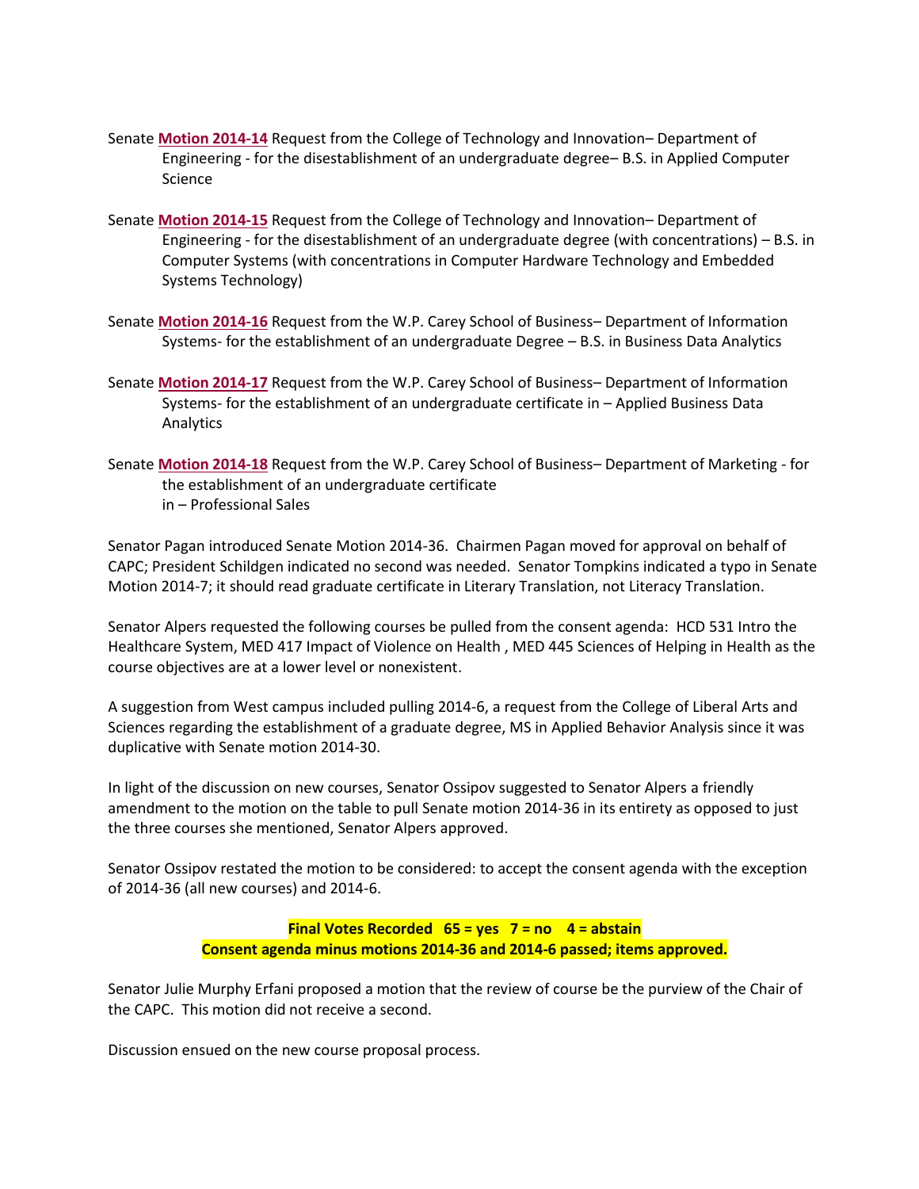Senate **Motion 2014-14** Request from the College of Technology and Innovation– Department of Engineering - for the disestablishment of an undergraduate degree– B.S. in Applied Computer Science

Senate **Motion 2014-15** Request from the College of Technology and Innovation– Department of Engineering - for the disestablishment of an undergraduate degree (with concentrations) – B.S. in Computer Systems (with concentrations in Computer Hardware Technology and Embedded Systems Technology)

Senate **Motion 2014-16** Request from the W.P. Carey School of Business– Department of Information Systems- for the establishment of an undergraduate Degree – B.S. in Business Data Analytics

Senate **Motion 2014-17** Request from the W.P. Carey School of Business– Department of Information Systems- for the establishment of an undergraduate certificate in – Applied Business Data Analytics

Senate **Motion 2014-18** Request from the W.P. Carey School of Business– Department of Marketing - for the establishment of an undergraduate certificate in – Professional Sales

Senator Pagan introduced Senate Motion 2014-36. Chairmen Pagan moved for approval on behalf of CAPC; President Schildgen indicated no second was needed. Senator Tompkins indicated a typo in Senate Motion 2014-7; it should read graduate certificate in Literary Translation, not Literacy Translation.

Senator Alpers requested the following courses be pulled from the consent agenda: HCD 531 Intro the Healthcare System, MED 417 Impact of Violence on Health , MED 445 Sciences of Helping in Health as the course objectives are at a lower level or nonexistent.

A suggestion from West campus included pulling 2014-6, a request from the College of Liberal Arts and Sciences regarding the establishment of a graduate degree, MS in Applied Behavior Analysis since it was duplicative with Senate motion 2014-30.

In light of the discussion on new courses, Senator Ossipov suggested to Senator Alpers a friendly amendment to the motion on the table to pull Senate motion 2014-36 in its entirety as opposed to just the three courses she mentioned, Senator Alpers approved.

Senator Ossipov restated the motion to be considered: to accept the consent agenda with the exception of 2014-36 (all new courses) and 2014-6.

**Final Votes Recorded 65 = yes 7 = no 4 = abstain**
**Consent agenda minus motions 2014-36 and 2014-6 passed; items approved.**

Senator Julie Murphy Erfani proposed a motion that the review of course be the purview of the Chair of the CAPC. This motion did not receive a second.

Discussion ensued on the new course proposal process.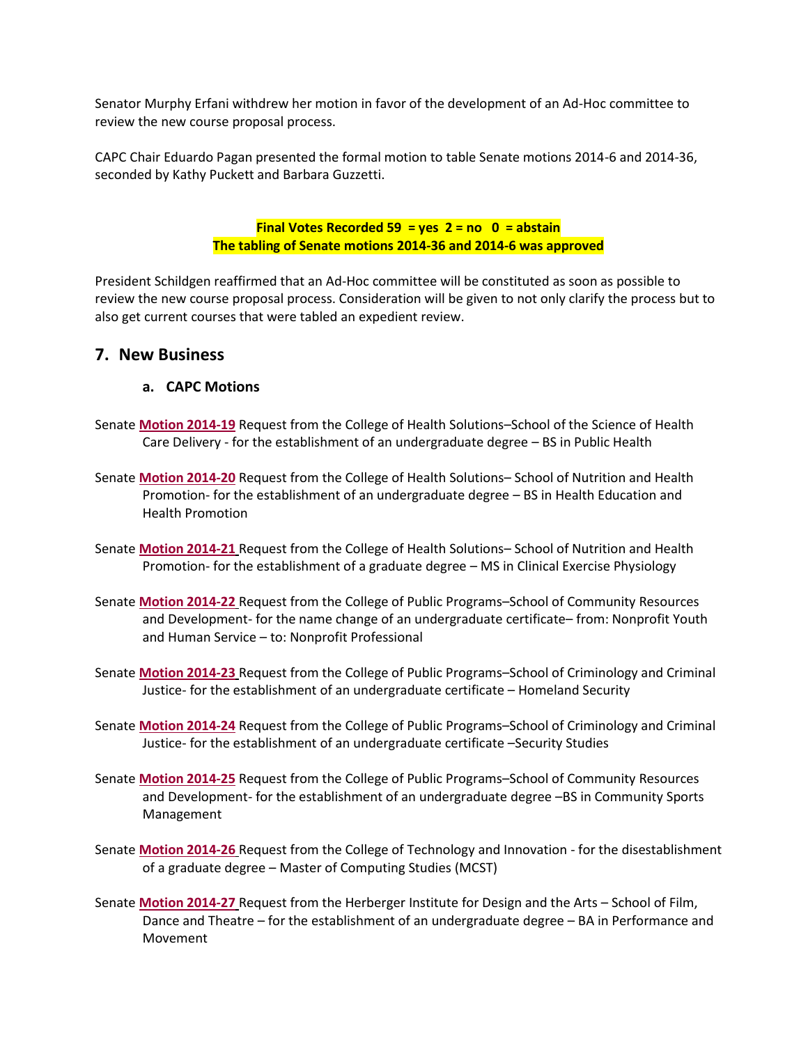Senator Murphy Erfani withdrew her motion in favor of the development of an Ad-Hoc committee to review the new course proposal process.

CAPC Chair Eduardo Pagan presented the formal motion to table Senate motions 2014-6 and 2014-36, seconded by Kathy Puckett and Barbara Guzzetti.

**Final Votes Recorded 59 = yes 2 = no 0 = abstain**
**The tabling of Senate motions 2014-36 and 2014-6 was approved**

President Schildgen reaffirmed that an Ad-Hoc committee will be constituted as soon as possible to review the new course proposal process. Consideration will be given to not only clarify the process but to also get current courses that were tabled an expedient review.

## 7. New Business

### a. CAPC Motions

Senate **Motion 2014-19** Request from the College of Health Solutions–School of the Science of Health Care Delivery - for the establishment of an undergraduate degree – BS in Public Health

Senate **Motion 2014-20** Request from the College of Health Solutions– School of Nutrition and Health Promotion- for the establishment of an undergraduate degree – BS in Health Education and Health Promotion

Senate **Motion 2014-21** Request from the College of Health Solutions– School of Nutrition and Health Promotion- for the establishment of a graduate degree – MS in Clinical Exercise Physiology

Senate **Motion 2014-22** Request from the College of Public Programs–School of Community Resources and Development- for the name change of an undergraduate certificate– from: Nonprofit Youth and Human Service – to: Nonprofit Professional

Senate **Motion 2014-23** Request from the College of Public Programs–School of Criminology and Criminal Justice- for the establishment of an undergraduate certificate – Homeland Security

Senate **Motion 2014-24** Request from the College of Public Programs–School of Criminology and Criminal Justice- for the establishment of an undergraduate certificate –Security Studies

Senate **Motion 2014-25** Request from the College of Public Programs–School of Community Resources and Development- for the establishment of an undergraduate degree –BS in Community Sports Management

Senate **Motion 2014-26** Request from the College of Technology and Innovation - for the disestablishment of a graduate degree – Master of Computing Studies (MCST)

Senate **Motion 2014-27** Request from the Herberger Institute for Design and the Arts – School of Film, Dance and Theatre – for the establishment of an undergraduate degree – BA in Performance and Movement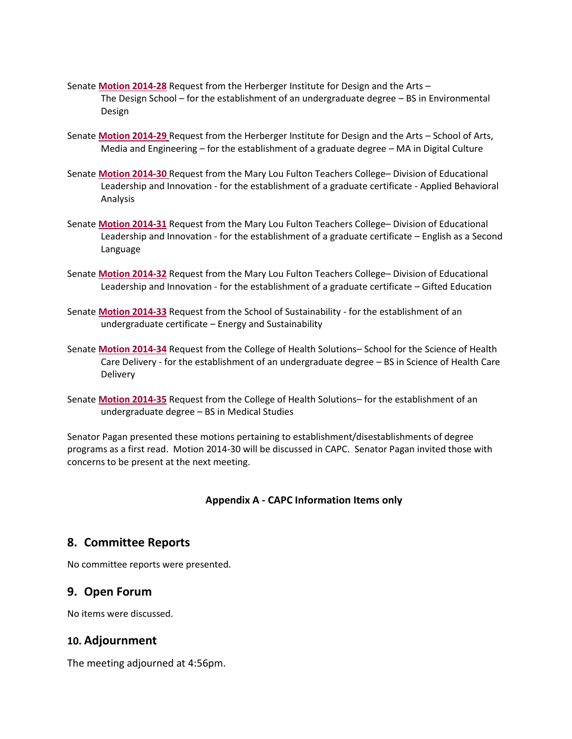Senate **Motion 2014-28** Request from the Herberger Institute for Design and the Arts – The Design School – for the establishment of an undergraduate degree – BS in Environmental Design

Senate **Motion 2014-29** Request from the Herberger Institute for Design and the Arts – School of Arts, Media and Engineering – for the establishment of a graduate degree – MA in Digital Culture

Senate **Motion 2014-30** Request from the Mary Lou Fulton Teachers College– Division of Educational Leadership and Innovation - for the establishment of a graduate certificate - Applied Behavioral Analysis

Senate **Motion 2014-31** Request from the Mary Lou Fulton Teachers College– Division of Educational Leadership and Innovation - for the establishment of a graduate certificate – English as a Second Language

Senate **Motion 2014-32** Request from the Mary Lou Fulton Teachers College– Division of Educational Leadership and Innovation - for the establishment of a graduate certificate – Gifted Education

Senate **Motion 2014-33** Request from the School of Sustainability - for the establishment of an undergraduate certificate – Energy and Sustainability

Senate **Motion 2014-34** Request from the College of Health Solutions– School for the Science of Health Care Delivery - for the establishment of an undergraduate degree – BS in Science of Health Care Delivery

Senate **Motion 2014-35** Request from the College of Health Solutions– for the establishment of an undergraduate degree – BS in Medical Studies

Senator Pagan presented these motions pertaining to establishment/disestablishments of degree programs as a first read. Motion 2014-30 will be discussed in CAPC. Senator Pagan invited those with concerns to be present at the next meeting.

**Appendix A - CAPC Information Items only**

## 8. Committee Reports

No committee reports were presented.

## 9. Open Forum

No items were discussed.

## 10. Adjournment

The meeting adjourned at 4:56pm.